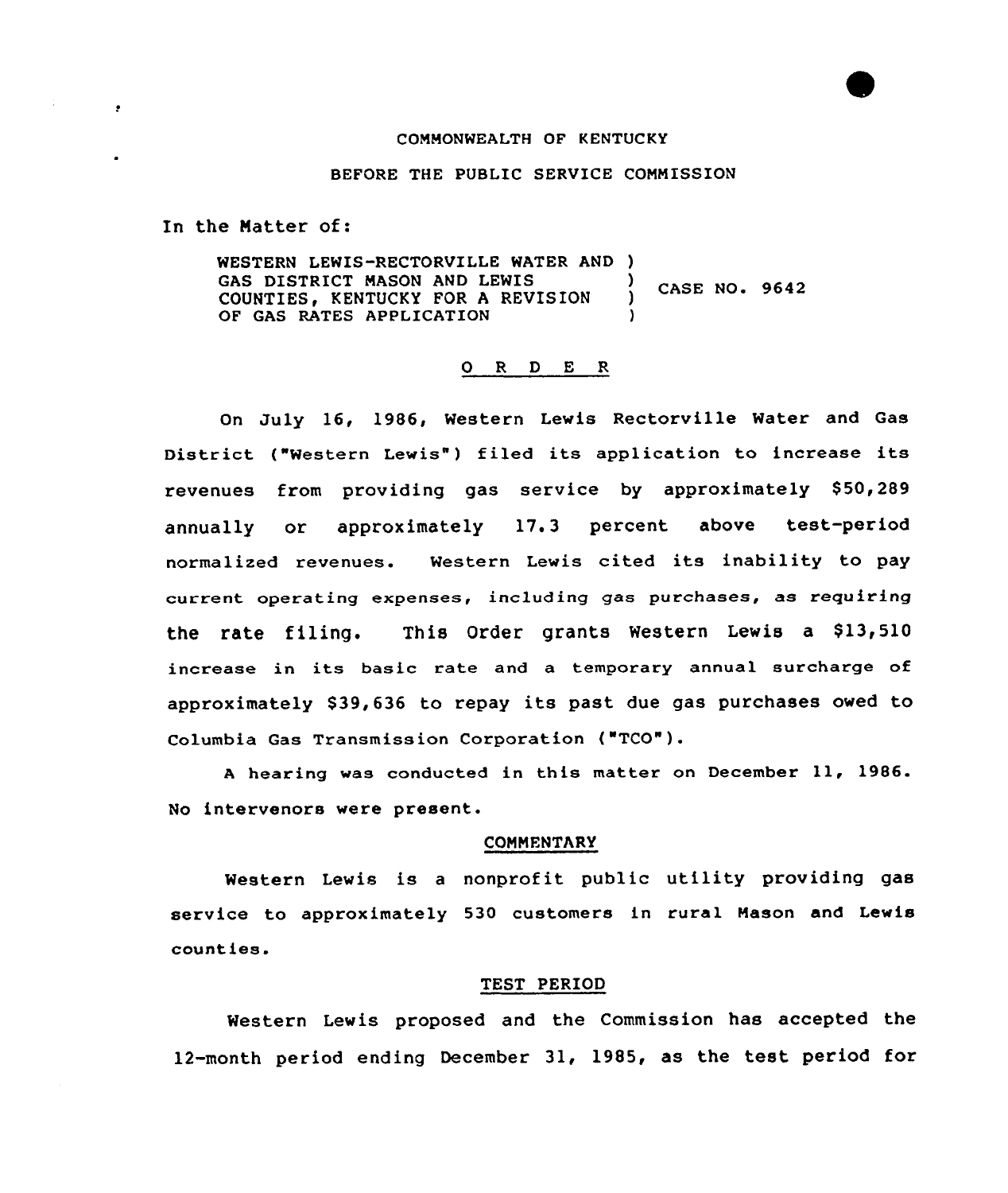COMMONWEALTH OF KENTUCKY

BEFORE THE PUBLIC SERVICE COMMISSION

In the Matter of:

WESTERN LEWIS-RECTORVILLE WATER AND GAS DISTRICT MASON AND LEWIS COUNTIES, KENTUCKY FOR A REVISION OF GAS RATES APPLICATION ) CASE NO. 9642

## O R D E R

On July 16, 1986, Western Lewis Rectorville Water and Gas District ("Western Lewis") filed its application to increase its revenues from providing gas service by approximately $50,289 annually or approximately 17.3 percent above test-period normalized revenues. Western Lewis cited its inability to pay current operating expenses, including gas purchases, as requiring the rate filing. This Order grants Western Lewis a $13,510 increase in its basic rate and a temporary annual surcharge of approximately $39,636 to repay its past due gas purchases owed to Columbia Gas Transmission Corporation ("TCO").

A hearing was conducted in this matter on December 11, 1986. No intervenors were present.

### COMMENTARY

Western Lewis is a nonprofit public utility providing gas service to approximately 530 customers in rural Mason and Lewis counties.

### TEST PERIOD

Western Lewis proposed and the Commission has accepted the 12-month period ending December 31, 1985, as the test period for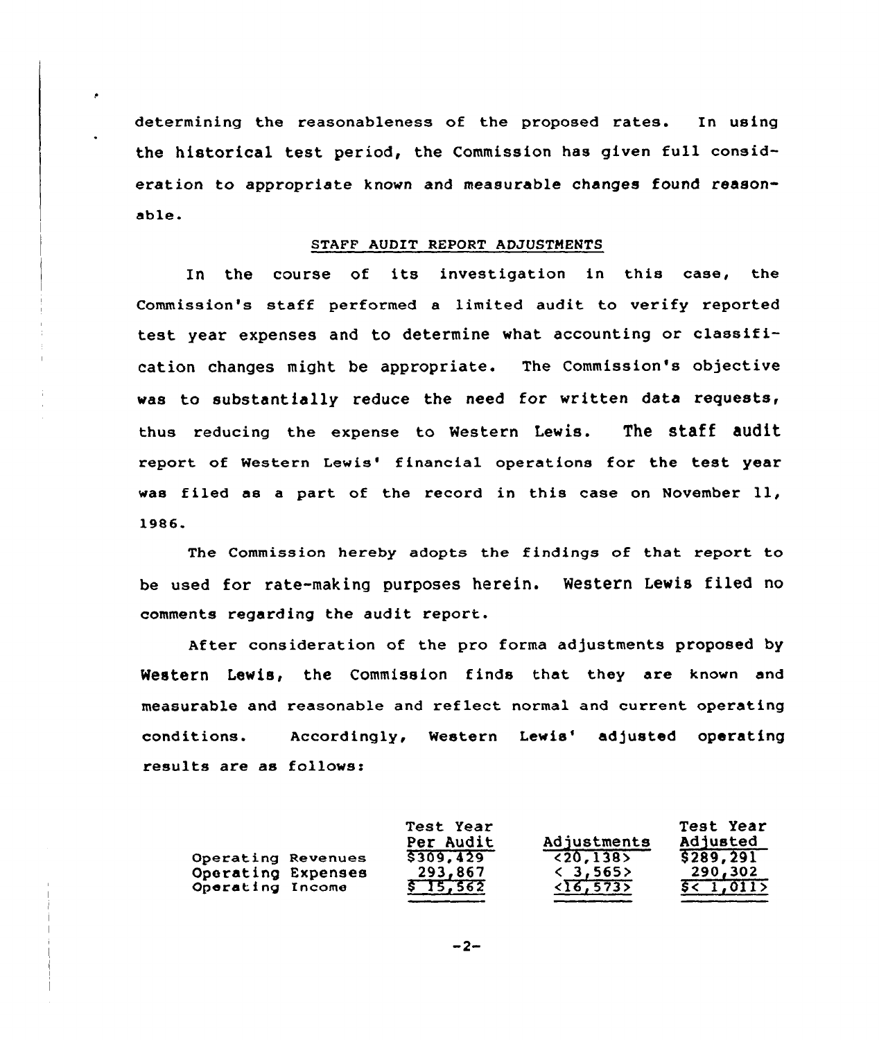determining the reasonableness of the proposed rates. In using the historical test period, the Commission has given full consideration to appropriate known and measurable changes found reasonable.

## STAFF AUDIT REPORT ADJUSTMENTS

In the course of its investigation in this case, the Commission's staff performed a limited audit to verify reported test year expenses and to determine what accounting or classification changes might be appropriate. The Commission's objective was to substantially reduce the need for written data requests, thus reducing the expense to Western Lewis. The staff audit report of Western Lewis' financial operations for the test year was filed as a part of the record in this case on November 11, 1986.

The Commission hereby adopts the findings of that report to be used for rate-making purposes herein. Western Lewis filed no comments regarding the audit report.

After consideration of the pro forma adjustments proposed by Western Lewis, the Commission finds that they are known and measurable and reasonable and reflect normal and current operating conditions. Accordingly, Western Lewis' adjusted operating results are as follows:

| | Test Year Per Audit | Adjustments | Test Year Adjusted |
|---|---|---|---|
| Operating Revenues | $309,429 | <20,138> | $289,291 |
| Operating Expenses | 293,867 | < 3,565> | 290,302 |
| Operating Income | $ 15,562 | <16,573> | $< 1,011> |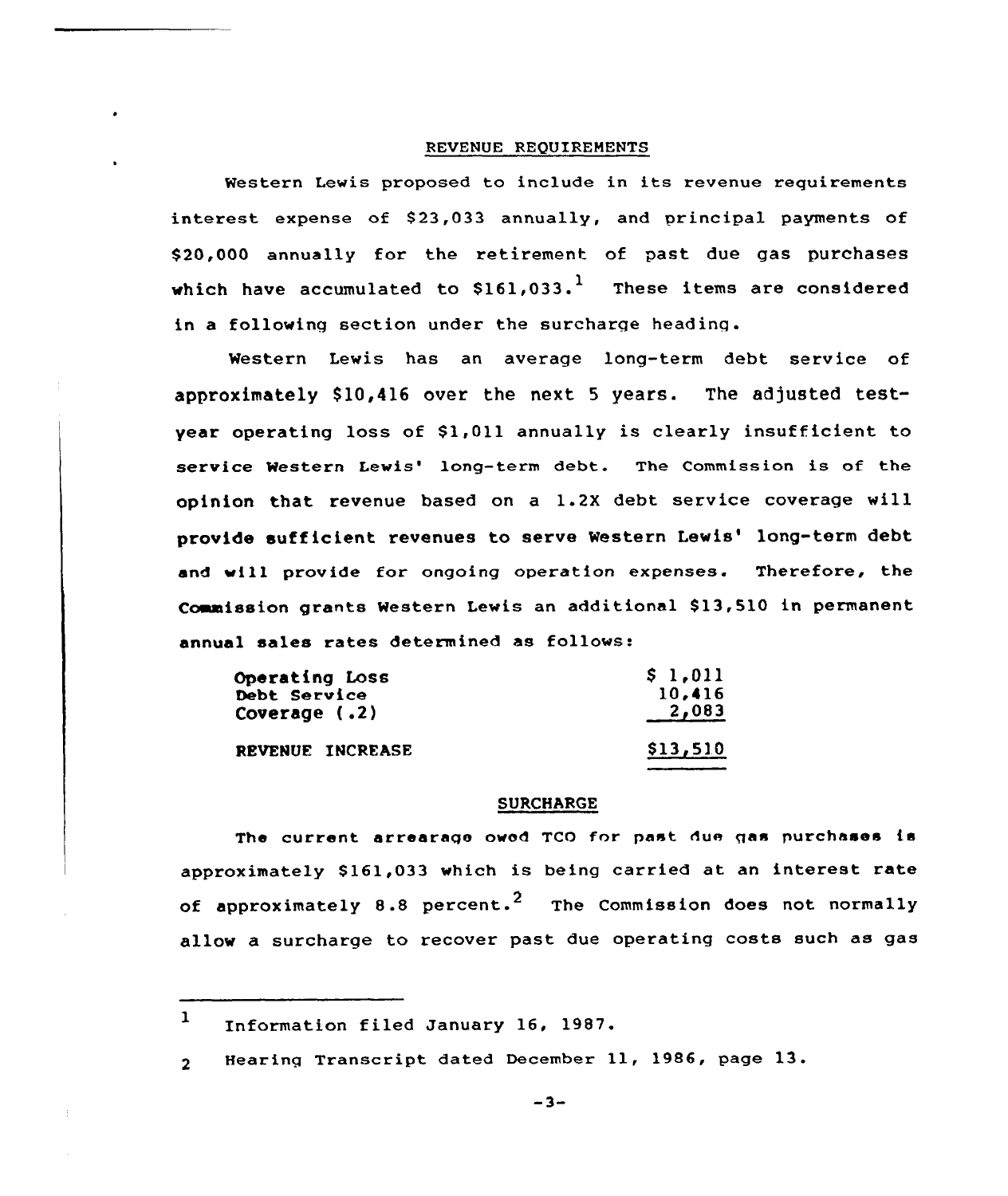## REVENUE REQUIREMENTS

Western Lewis proposed to include in its revenue requirements interest expense of $23,033 annually, and principal payments of $20,000 annually for the retirement of past due gas purchases which have accumulated to $161,033.[1] These items are considered in a following section under the surcharge heading.

Western Lewis has an average long-term debt service of approximately $10,416 over the next 5 years. The adjusted test-year operating loss of $1,011 annually is clearly insufficient to service Western Lewis' long-term debt. The Commission is of the opinion that revenue based on a 1.2X debt service coverage will provide sufficient revenues to serve Western Lewis' long-term debt and will provide for ongoing operation expenses. Therefore, the Commission grants Western Lewis an additional $13,510 in permanent annual sales rates determined as follows:

| | |
|---|---|
| Operating Loss | $ 1,011 |
| Debt Service | 10,416 |
| Coverage (.2) | 2,083 |
| REVENUE INCREASE | $13,510 |

## SURCHARGE

The current arrearage owed TCO for past due gas purchases is approximately $161,033 which is being carried at an interest rate of approximately 8.8 percent.[2] The Commission does not normally allow a surcharge to recover past due operating costs such as gas

---

[1] Information filed January 16, 1987.

[2] Hearing Transcript dated December 11, 1986, page 13.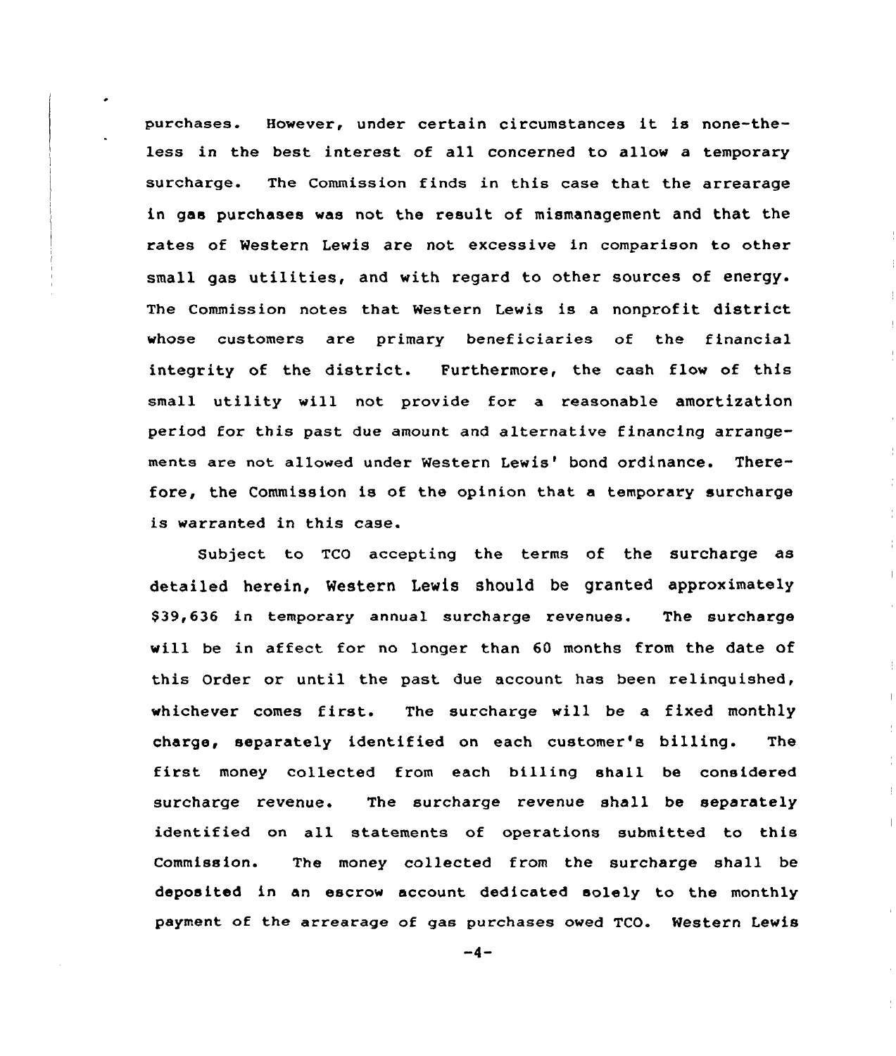purchases. However, under certain circumstances it is none-theless in the best interest of all concerned to allow a temporary surcharge. The Commission finds in this case that the arrearage in gas purchases was not the result of mismanagement and that the rates of Western Lewis are not excessive in comparison to other small gas utilities, and with regard to other sources of energy. The Commission notes that Western Lewis is a nonprofit district whose customers are primary beneficiaries of the financial integrity of the district. Furthermore, the cash flow of this small utility will not provide for a reasonable amortization period for this past due amount and alternative financing arrangements are not allowed under Western Lewis' bond ordinance. Therefore, the Commission is of the opinion that a temporary surcharge is warranted in this case.

Subject to TCO accepting the terms of the surcharge as detailed herein, Western Lewis should be granted approximately $39,636 in temporary annual surcharge revenues. The surcharge will be in affect for no longer than 60 months from the date of this Order or until the past due account has been relinquished, whichever comes first. The surcharge will be a fixed monthly charge, separately identified on each customer's billing. The first money collected from each billing shall be considered surcharge revenue. The surcharge revenue shall be separately identified on all statements of operations submitted to this Commission. The money collected from the surcharge shall be deposited in an escrow account dedicated solely to the monthly payment of the arrearage of gas purchases owed TCO. Western Lewis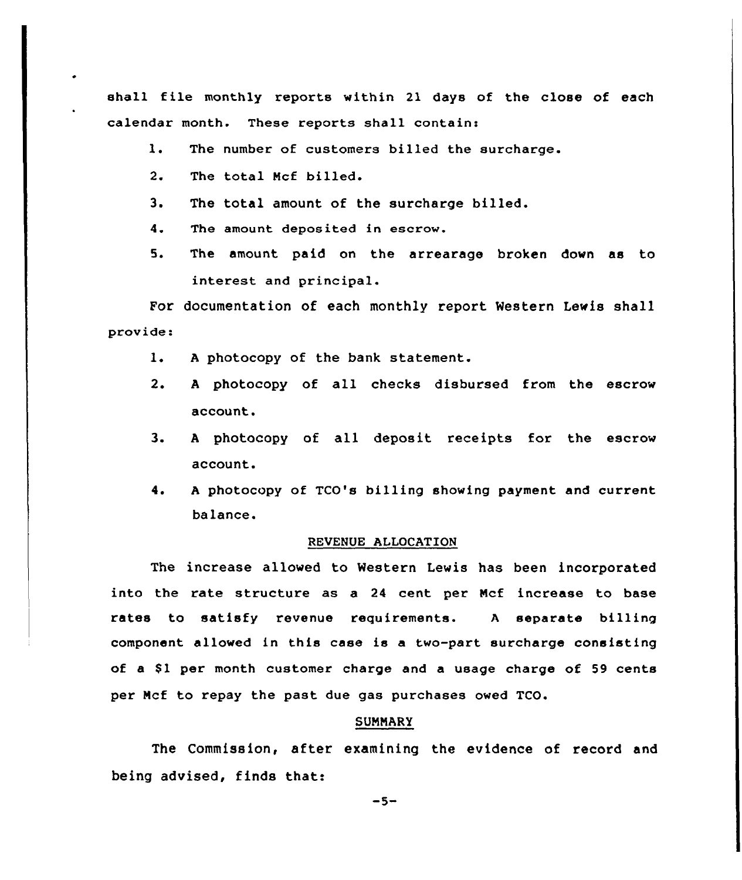shall file monthly reports within 21 days of the close of each calendar month. These reports shall contain:

1. The number of customers billed the surcharge.
2. The total Mcf billed.
3. The total amount of the surcharge billed.
4. The amount deposited in escrow.
5. The amount paid on the arrearage broken down as to interest and principal.

For documentation of each monthly report Western Lewis shall provide:

1. A photocopy of the bank statement.
2. A photocopy of all checks disbursed from the escrow account.
3. A photocopy of all deposit receipts for the escrow account.
4. A photocopy of TCO's billing showing payment and current balance.

## REVENUE ALLOCATION

The increase allowed to Western Lewis has been incorporated into the rate structure as a 24 cent per Mcf increase to base rates to satisfy revenue requirements. A separate billing component allowed in this case is a two-part surcharge consisting of a $1 per month customer charge and a usage charge of 59 cents per Mcf to repay the past due gas purchases owed TCO.

## SUMMARY

The Commission, after examining the evidence of record and being advised, finds that: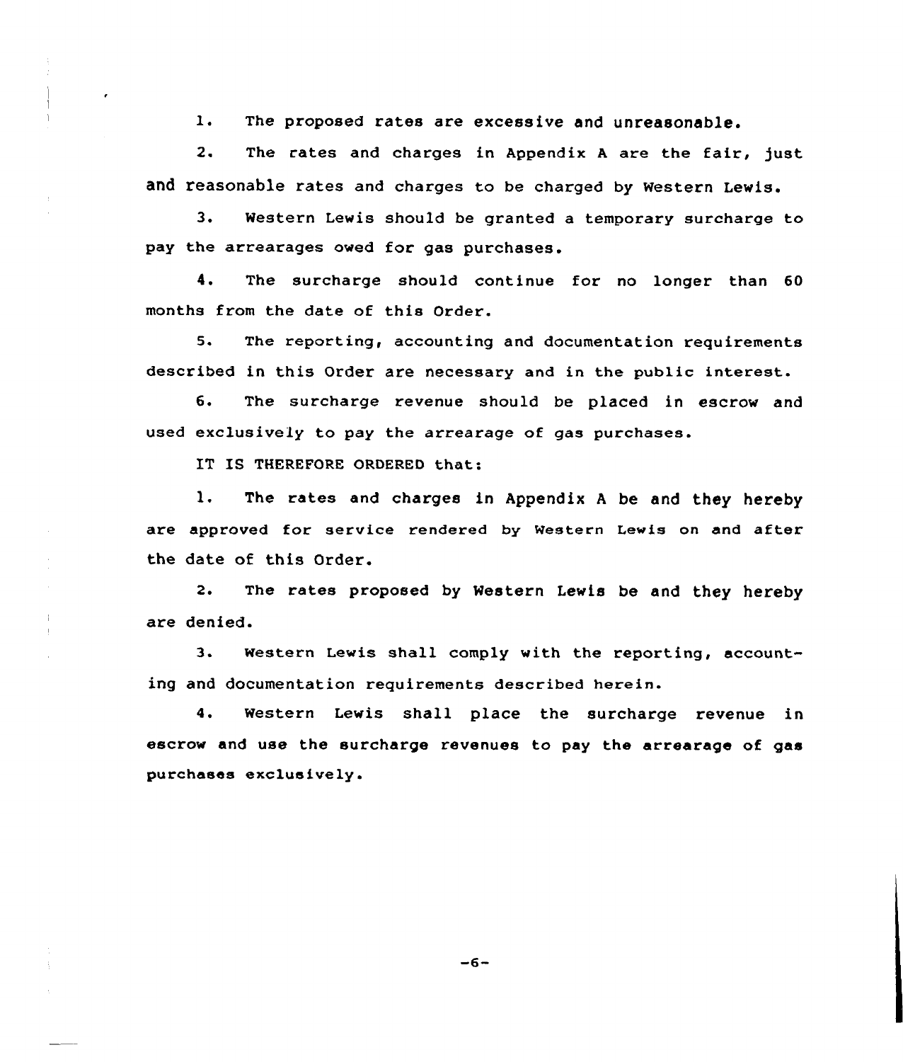1. The proposed rates are excessive and unreasonable.

2. The rates and charges in Appendix A are the fair, just and reasonable rates and charges to be charged by Western Lewis.

3. Western Lewis should be granted a temporary surcharge to pay the arrearages owed for gas purchases.

4. The surcharge should continue for no longer than 60 months from the date of this Order.

5. The reporting, accounting and documentation requirements described in this Order are necessary and in the public interest.

6. The surcharge revenue should be placed in escrow and used exclusively to pay the arrearage of gas purchases.

IT IS THEREFORE ORDERED that:

1. The rates and charges in Appendix A be and they hereby are approved for service rendered by Western Lewis on and after the date of this Order.

2. The rates proposed by Western Lewis be and they hereby are denied.

3. Western Lewis shall comply with the reporting, accounting and documentation requirements described herein.

4. Western Lewis shall place the surcharge revenue in escrow and use the surcharge revenues to pay the arrearage of gas purchases exclusively.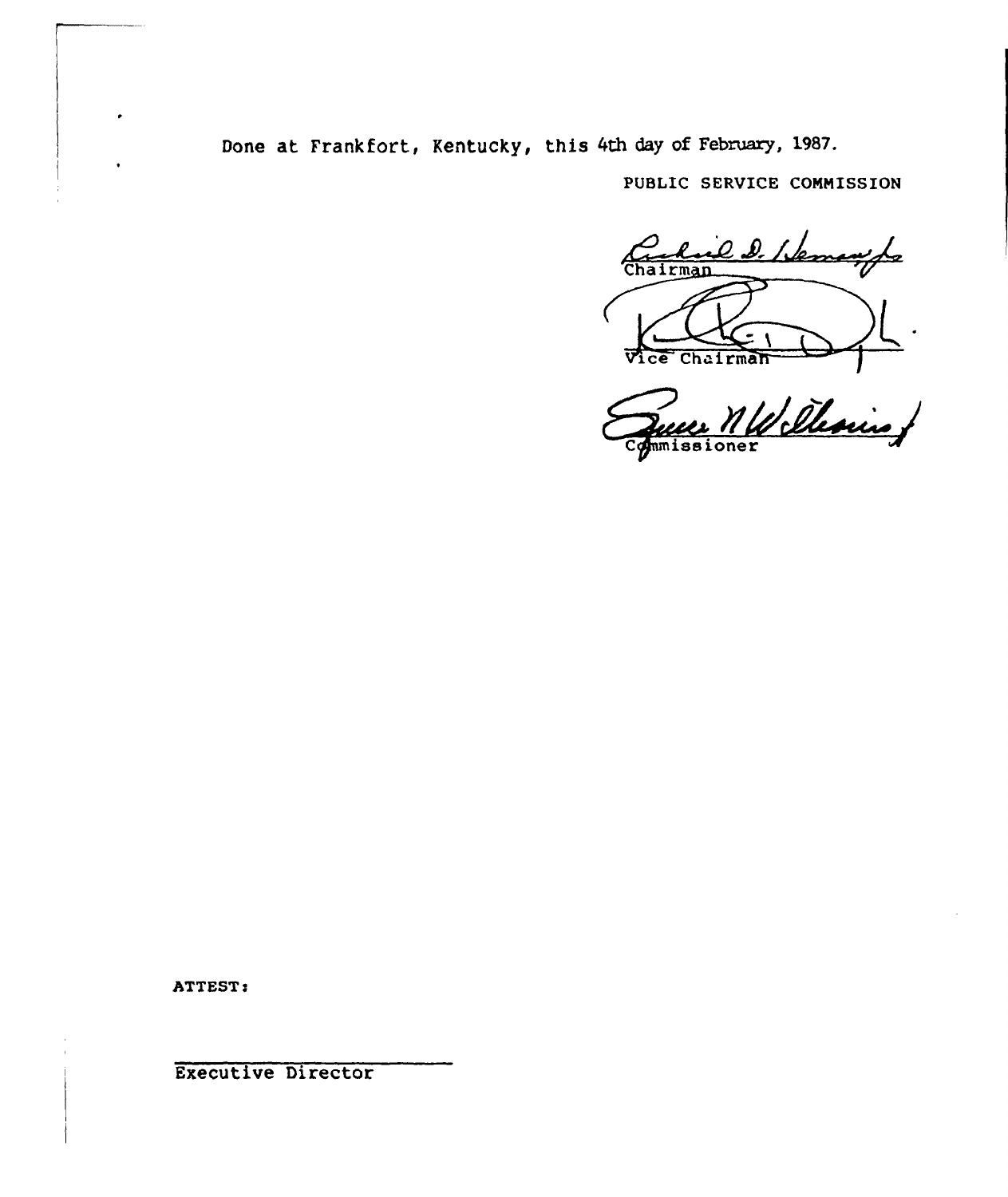Done at Frankfort, Kentucky, this 4th day of February, 1987.

PUBLIC SERVICE COMMISSION

Chairman

Vice Chairman

Commissioner

ATTEST:

Executive Director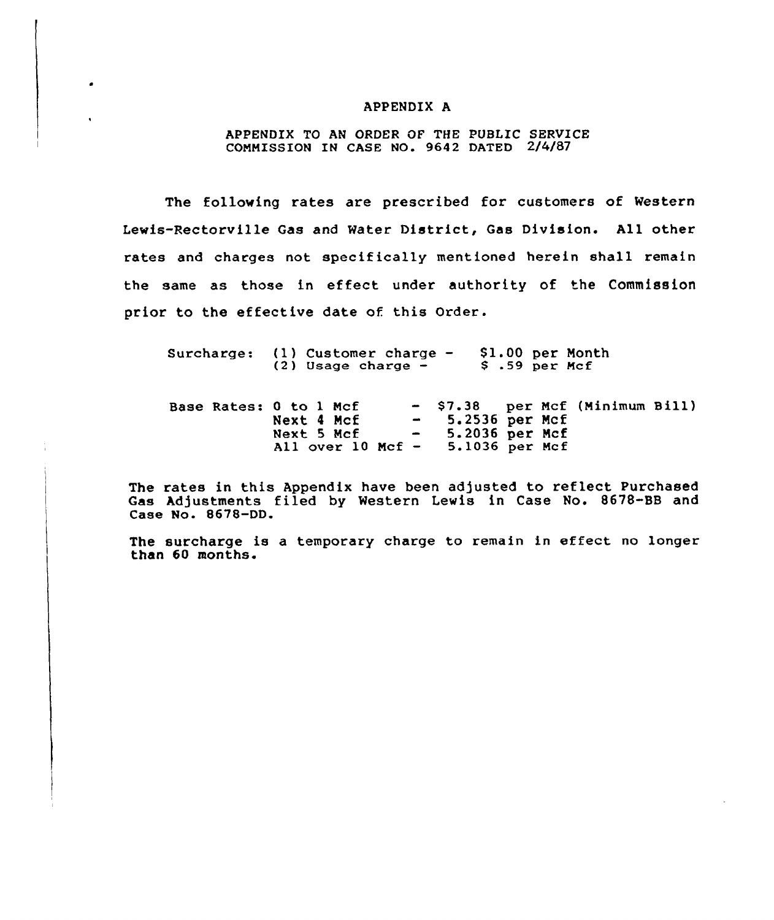# APPENDIX A

APPENDIX TO AN ORDER OF THE PUBLIC SERVICE COMMISSION IN CASE NO. 9642 DATED 2/4/87

The following rates are prescribed for customers of Western Lewis-Rectorville Gas and Water District, Gas Division. All other rates and charges not specifically mentioned herein shall remain the same as those in effect under authority of the Commission prior to the effective date of this Order.

| | | |
|---|---|---|
| Surcharge: | (1) Customer charge - | $1.00 per Month |
| | (2) Usage charge - | $ .59 per Mcf |

| | | |
|---|---|---|
| Base Rates: | 0 to 1 Mcf | - $7.38 per Mcf (Minimum Bill) |
| | Next 4 Mcf | - 5.2536 per Mcf |
| | Next 5 Mcf | - 5.2036 per Mcf |
| | All over 10 Mcf | - 5.1036 per Mcf |

The rates in this Appendix have been adjusted to reflect Purchased Gas Adjustments filed by Western Lewis in Case No. 8678-BB and Case No. 8678-DD.

The surcharge is a temporary charge to remain in effect no longer than 60 months.